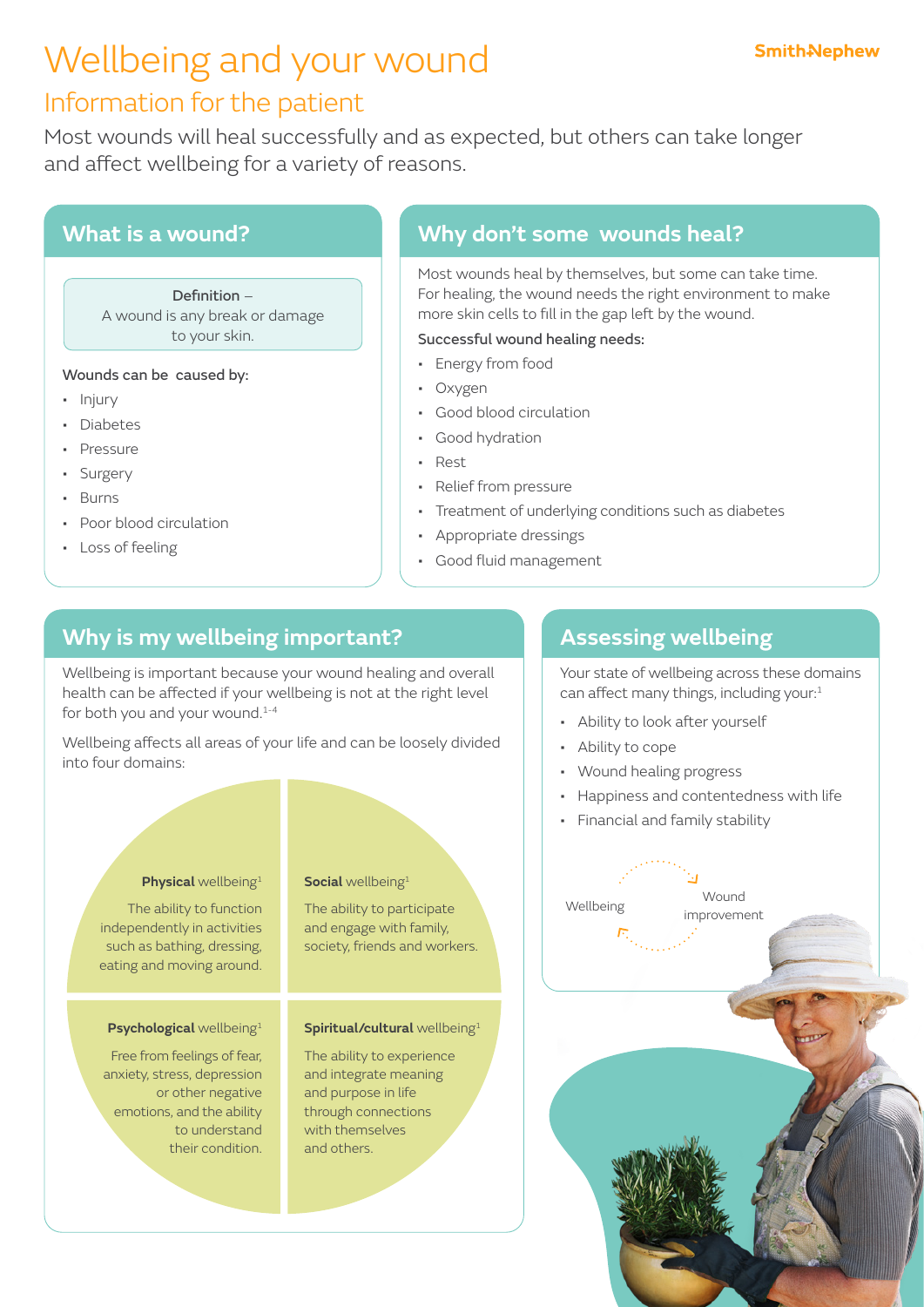# Wellbeing and your wound

## Information for the patient

Most wounds will heal successfully and as expected, but others can take longer and affect wellbeing for a variety of reasons.

## What is a wound?

Definition –
A wound is any break or damage to your skin.

Wounds can be caused by:

- Injury
- Diabetes
- Pressure
- Surgery
- Burns
- Poor blood circulation
- Loss of feeling

## Why don't some wounds heal?

Most wounds heal by themselves, but some can take time. For healing, the wound needs the right environment to make more skin cells to fill in the gap left by the wound.

Successful wound healing needs:

- Energy from food
- Oxygen
- Good blood circulation
- Good hydration
- Rest
- Relief from pressure
- Treatment of underlying conditions such as diabetes
- Appropriate dressings
- Good fluid management

## Why is my wellbeing important?

Wellbeing is important because your wound healing and overall health can be affected if your wellbeing is not at the right level for both you and your wound.[1-4]

Wellbeing affects all areas of your life and can be loosely divided into four domains:

**Physical** wellbeing[1]
The ability to function independently in activities such as bathing, dressing, eating and moving around.

**Social** wellbeing[1]
The ability to participate and engage with family, society, friends and workers.

**Psychological** wellbeing[1]
Free from feelings of fear, anxiety, stress, depression or other negative emotions, and the ability to understand their condition.

**Spiritual/cultural** wellbeing[1]
The ability to experience and integrate meaning and purpose in life through connections with themselves and others.

## Assessing wellbeing

Your state of wellbeing across these domains can affect many things, including your:[1]

- Ability to look after yourself
- Ability to cope
- Wound healing progress
- Happiness and contentedness with life
- Financial and family stability

Wellbeing ⇄ Wound improvement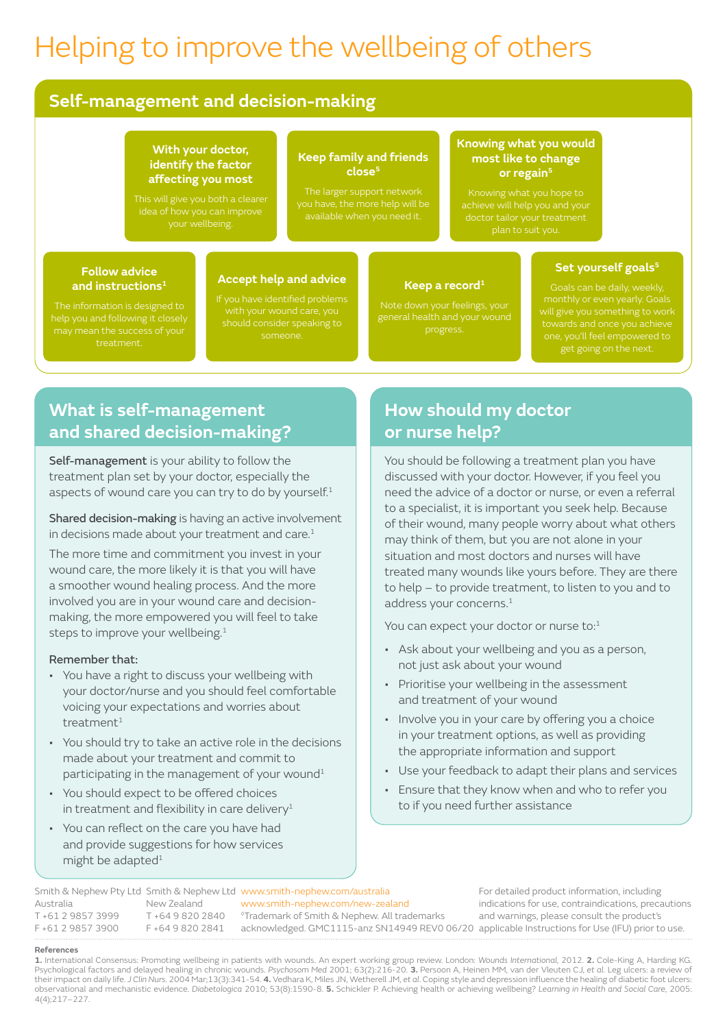# Helping to improve the wellbeing of others

## Self-management and decision-making

**With your doctor, identify the factor affecting you most**

This will give you both a clearer idea of how you can improve your wellbeing.

**Keep family and friends close[5]**

The larger support network you have, the more help will be available when you need it.

**Knowing what you would most like to change or regain[5]**

Knowing what you hope to achieve will help you and your doctor tailor your treatment plan to suit you.

**Follow advice and instructions[1]**

The information is designed to help you and following it closely may mean the success of your treatment.

**Accept help and advice**

If you have identified problems with your wound care, you should consider speaking to someone.

**Keep a record[1]**

Note down your feelings, your general health and your wound progress.

**Set yourself goals[5]**

Goals can be daily, weekly, monthly or even yearly. Goals will give you something to work towards and once you achieve one, you'll feel empowered to get going on the next.

## What is self-management and shared decision-making?

**Self-management** is your ability to follow the treatment plan set by your doctor, especially the aspects of wound care you can try to do by yourself.[1]

**Shared decision-making** is having an active involvement in decisions made about your treatment and care.[1]

The more time and commitment you invest in your wound care, the more likely it is that you will have a smoother wound healing process. And the more involved you are in your wound care and decision-making, the more empowered you will feel to take steps to improve your wellbeing.[1]

**Remember that:**

- You have a right to discuss your wellbeing with your doctor/nurse and you should feel comfortable voicing your expectations and worries about treatment[1]
- You should try to take an active role in the decisions made about your treatment and commit to participating in the management of your wound[1]
- You should expect to be offered choices in treatment and flexibility in care delivery[1]
- You can reflect on the care you have had and provide suggestions for how services might be adapted[1]

## How should my doctor or nurse help?

You should be following a treatment plan you have discussed with your doctor. However, if you feel you need the advice of a doctor or nurse, or even a referral to a specialist, it is important you seek help. Because of their wound, many people worry about what others may think of them, but you are not alone in your situation and most doctors and nurses will have treated many wounds like yours before. They are there to help – to provide treatment, to listen to you and to address your concerns.[1]

You can expect your doctor or nurse to:[1]

- Ask about your wellbeing and you as a person, not just ask about your wound
- Prioritise your wellbeing in the assessment and treatment of your wound
- Involve you in your care by offering you a choice in your treatment options, as well as providing the appropriate information and support
- Use your feedback to adapt their plans and services
- Ensure that they know when and who to refer you to if you need further assistance

Smith & Nephew Pty Ltd
Australia
T +61 2 9857 3999
F +61 2 9857 3900

Smith & Nephew Ltd
New Zealand
T +64 9 820 2840
F +64 9 820 2841

www.smith-nephew.com/australia
www.smith-nephew.com/new-zealand
°Trademark of Smith & Nephew. All trademarks acknowledged. GMC1115-anz SN14949 REV0 06/20

For detailed product information, including indications for use, contraindications, precautions and warnings, please consult the product's applicable Instructions for Use (IFU) prior to use.

**References**

**1.** International Consensus: Promoting wellbeing in patients with wounds. An expert working group review. London: *Wounds International*, 2012. **2.** Cole-King A, Harding KG. Psychological factors and delayed healing in chronic wounds. *Psychosom Med* 2001; 63(2):216-20. **3.** Persoon A, Heinen MM, van der Vleuten CJ, *et al.* Leg ulcers: a review of their impact on daily life. *J Clin Nurs.* 2004 Mar;13(3):341-54. **4.** Vedhara K, Miles JN, Wetherell JM, *et al.* Coping style and depression influence the healing of diabetic foot ulcers: observational and mechanistic evidence. *Diabetologica* 2010; 53(8):1590-8. **5.** Schickler P. Achieving health or achieving wellbeing? *Learning in Health and Social Care*, 2005: 4(4);217–227.